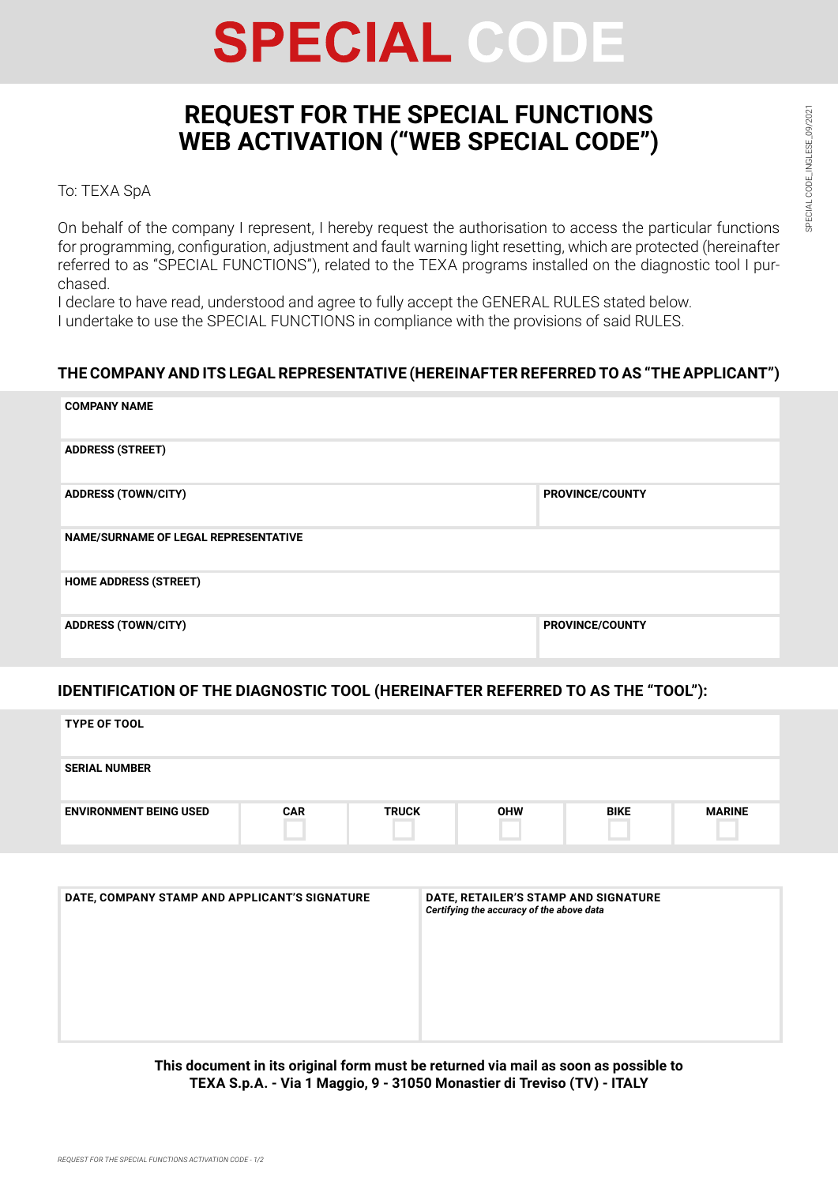# SPECIAL CODE

## REQUEST FOR THE SPECIAL FUNCTIONS WEB ACTIVATION ("WEB SPECIAL CODE")

To: TEXA SpA

On behalf of the company I represent, I hereby request the authorisation to access the particular functions for programming, configuration, adjustment and fault warning light resetting, which are protected (hereinafter referred to as "SPECIAL FUNCTIONS"), related to the TEXA programs installed on the diagnostic tool I purchased.
I declare to have read, understood and agree to fully accept the GENERAL RULES stated below.
I undertake to use the SPECIAL FUNCTIONS in compliance with the provisions of said RULES.

### THE COMPANY AND ITS LEGAL REPRESENTATIVE (HEREINAFTER REFERRED TO AS "THE APPLICANT")

| | |
|---|---|
| **COMPANY NAME** | |
| **ADDRESS (STREET)** | |
| **ADDRESS (TOWN/CITY)** | **PROVINCE/COUNTY** |
| **NAME/SURNAME OF LEGAL REPRESENTATIVE** | |
| **HOME ADDRESS (STREET)** | |
| **ADDRESS (TOWN/CITY)** | **PROVINCE/COUNTY** |

### IDENTIFICATION OF THE DIAGNOSTIC TOOL (HEREINAFTER REFERRED TO AS THE "TOOL"):

| | | | | | |
|---|---|---|---|---|---|
| **TYPE OF TOOL** | | | | | |
| **SERIAL NUMBER** | | | | | |
| **ENVIRONMENT BEING USED** | **CAR** ☐ | **TRUCK** ☐ | **OHW** ☐ | **BIKE** ☐ | **MARINE** ☐ |

| **DATE, COMPANY STAMP AND APPLICANT'S SIGNATURE** | **DATE, RETAILER'S STAMP AND SIGNATURE** *Certifying the accuracy of the above data* |
|---|---|
| | |

**This document in its original form must be returned via mail as soon as possible to TEXA S.p.A. - Via 1 Maggio, 9 - 31050 Monastier di Treviso (TV) - ITALY**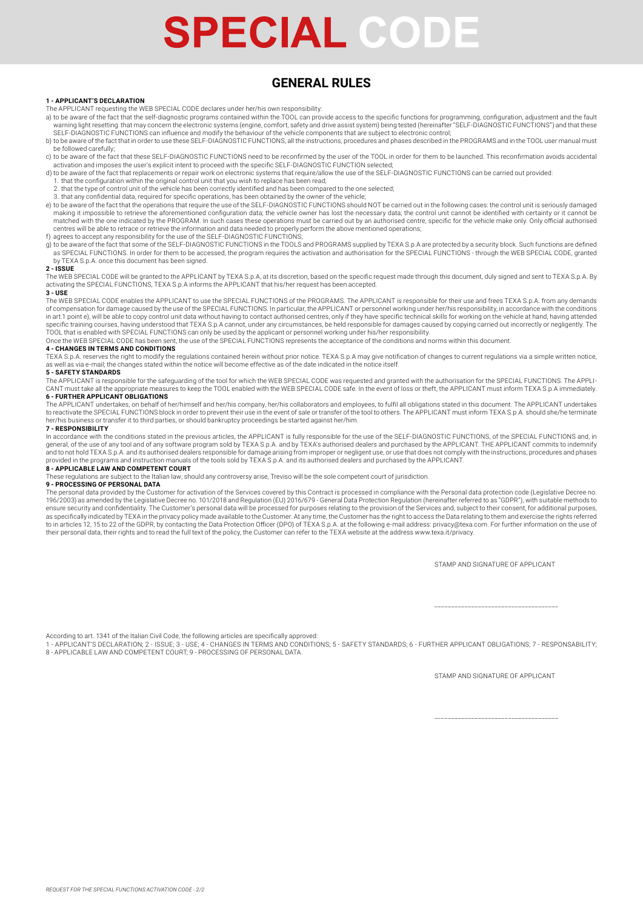# SPECIAL CODE

## GENERAL RULES

**1 - APPLICANT'S DECLARATION**

The APPLICANT requesting the WEB SPECIAL CODE declares under her/his own responsibility:

a) to be aware of the fact that the self-diagnostic programs contained within the TOOL can provide access to the specific functions for programming, configuration, adjustment and the fault warning light resetting that may concern the electronic systems (engine, comfort, safety and drive assist system) being tested (hereinafter "SELF-DIAGNOSTIC FUNCTIONS") and that these SELF-DIAGNOSTIC FUNCTIONS can influence and modify the behaviour of the vehicle components that are subject to electronic control;

b) to be aware of the fact that in order to use these SELF-DIAGNOSTIC FUNCTIONS, all the instructions, procedures and phases described in the PROGRAMS and in the TOOL user manual must be followed carefully;

c) to be aware of the fact that these SELF-DIAGNOSTIC FUNCTIONS need to be reconfirmed by the user of the TOOL in order for them to be launched. This reconfirmation avoids accidental activation and imposes the user's explicit intent to proceed with the specific SELF-DIAGNOSTIC FUNCTION selected;

d) to be aware of the fact that replacements or repair work on electronic systems that require/allow the use of the SELF-DIAGNOSTIC FUNCTIONS can be carried out provided:
   1. that the configuration within the original control unit that you wish to replace has been read;
   2. that the type of control unit of the vehicle has been correctly identified and has been compared to the one selected;
   3. that any confidential data, required for specific operations, has been obtained by the owner of the vehicle;

e) to be aware of the fact that the operations that require the use of the SELF-DIAGNOSTIC FUNCTIONS should NOT be carried out in the following cases: the control unit is seriously damaged making it impossible to retrieve the aforementioned configuration data; the vehicle owner has lost the necessary data; the control unit cannot be identified with certainty or it cannot be matched with the one indicated by the PROGRAM. In such cases these operations must be carried out by an authorised centre, specific for the vehicle make only. Only official authorised centres will be able to retrace or retrieve the information and data needed to properly perform the above mentioned operations;

f) agrees to accept any responsibility for the use of the SELF-DIAGNOSTIC FUNCTIONS;

g) to be aware of the fact that some of the SELF-DIAGNOSTIC FUNCTIONS in the TOOLS and PROGRAMS supplied by TEXA S.p.A are protected by a security block. Such functions are defined as SPECIAL FUNCTIONS. In order for them to be accessed, the program requires the activation and authorisation for the SPECIAL FUNCTIONS - through the WEB SPECIAL CODE, granted by TEXA S.p.A. once this document has been signed.

**2 - ISSUE**

The WEB SPECIAL CODE will be granted to the APPLICANT by TEXA S.p.A, at its discretion, based on the specific request made through this document, duly signed and sent to TEXA S.p.A. By activating the SPECIAL FUNCTIONS, TEXA S.p.A informs the APPLICANT that his/her request has been accepted.

**3 - USE**

The WEB SPECIAL CODE enables the APPLICANT to use the SPECIAL FUNCTIONS of the PROGRAMS. The APPLICANT is responsible for their use and frees TEXA S.p.A. from any demands of compensation for damage caused by the use of the SPECIAL FUNCTIONS. In particular, the APPLICANT or personnel working under her/his responsibility, in accordance with the conditions in art.1 point e), will be able to copy control unit data without having to contact authorised centres, only if they have specific technical skills for working on the vehicle at hand, having attended specific training courses, having understood that TEXA S.p.A cannot, under any circumstances, be held responsible for damages caused by copying carried out incorrectly or negligently. The TOOL that is enabled with SPECIAL FUNCTIONS can only be used by the applicant or personnel working under his/her responsibility.

Once the WEB SPECIAL CODE has been sent, the use of the SPECIAL FUNCTIONS represents the acceptance of the conditions and norms within this document.

**4 - CHANGES IN TERMS AND CONDITIONS**

TEXA S.p.A. reserves the right to modify the regulations contained herein without prior notice. TEXA S.p.A may give notification of changes to current regulations via a simple written notice, as well as via e-mail; the changes stated within the notice will become effective as of the date indicated in the notice itself.

**5 - SAFETY STANDARDS**

The APPLICANT is responsible for the safeguarding of the tool for which the WEB SPECIAL CODE was requested and granted with the authorisation for the SPECIAL FUNCTIONS. The APPLICANT must take all the appropriate measures to keep the TOOL enabled with the WEB SPECIAL CODE safe. In the event of loss or theft, the APPLICANT must inform TEXA S.p.A immediately.

**6 - FURTHER APPLICANT OBLIGATIONS**

The APPLICANT undertakes, on behalf of her/himself and her/his company, her/his collaborators and employees, to fulfil all obligations stated in this document. The APPLICANT undertakes to reactivate the SPECIAL FUNCTIONS block in order to prevent their use in the event of sale or transfer of the tool to others. The APPLICANT must inform TEXA S.p.A. should she/he terminate her/his business or transfer it to third parties, or should bankruptcy proceedings be started against her/him.

**7 - RESPONSIBILITY**

In accordance with the conditions stated in the previous articles, the APPLICANT is fully responsible for the use of the SELF-DIAGNOSTIC FUNCTIONS, of the SPECIAL FUNCTIONS and, in general, of the use of any tool and of any software program sold by TEXA S.p.A. and by TEXA's authorised dealers and purchased by the APPLICANT. THE APPLICANT commits to indemnify and to not hold TEXA S.p.A. and its authorised dealers responsible for damage arising from improper or negligent use, or use that does not comply with the instructions, procedures and phases provided in the programs and instruction manuals of the tools sold by TEXA S.p.A. and its authorised dealers and purchased by the APPLICANT.

**8 - APPLICABLE LAW AND COMPETENT COURT**

These regulations are subject to the Italian law; should any controversy arise, Treviso will be the sole competent court of jurisdiction.

**9 - PROCESSING OF PERSONAL DATA**

The personal data provided by the Customer for activation of the Services covered by this Contract is processed in compliance with the Personal data protection code (Legislative Decree no. 196/2003) as amended by the Legislative Decree no. 101/2018 and Regulation (EU) 2016/679 - General Data Protection Regulation (hereinafter referred to as "GDPR"), with suitable methods to ensure security and confidentiality. The Customer's personal data will be processed for purposes relating to the provision of the Services and, subject to their consent, for additional purposes, as specifically indicated by TEXA in the privacy policy made available to the Customer. At any time, the Customer has the right to access the Data relating to them and exercise the rights referred to in articles 12, 15 to 22 of the GDPR, by contacting the Data Protection Officer (DPO) of TEXA S.p.A. at the following e-mail address: privacy@texa.com. For further information on the use of their personal data, their rights and to read the full text of the policy, the Customer can refer to the TEXA website at the address www.texa.it/privacy.

STAMP AND SIGNATURE OF APPLICANT

___________________________________

According to art. 1341 of the Italian Civil Code, the following articles are specifically approved:

1 - APPLICANT'S DECLARATION; 2 - ISSUE; 3 - USE; 4 - CHANGES IN TERMS AND CONDITIONS; 5 - SAFETY STANDARDS; 6 - FURTHER APPLICANT OBLIGATIONS; 7 - RESPONSABILITY; 8 - APPLICABLE LAW AND COMPETENT COURT; 9 - PROCESSING OF PERSONAL DATA.

STAMP AND SIGNATURE OF APPLICANT

___________________________________